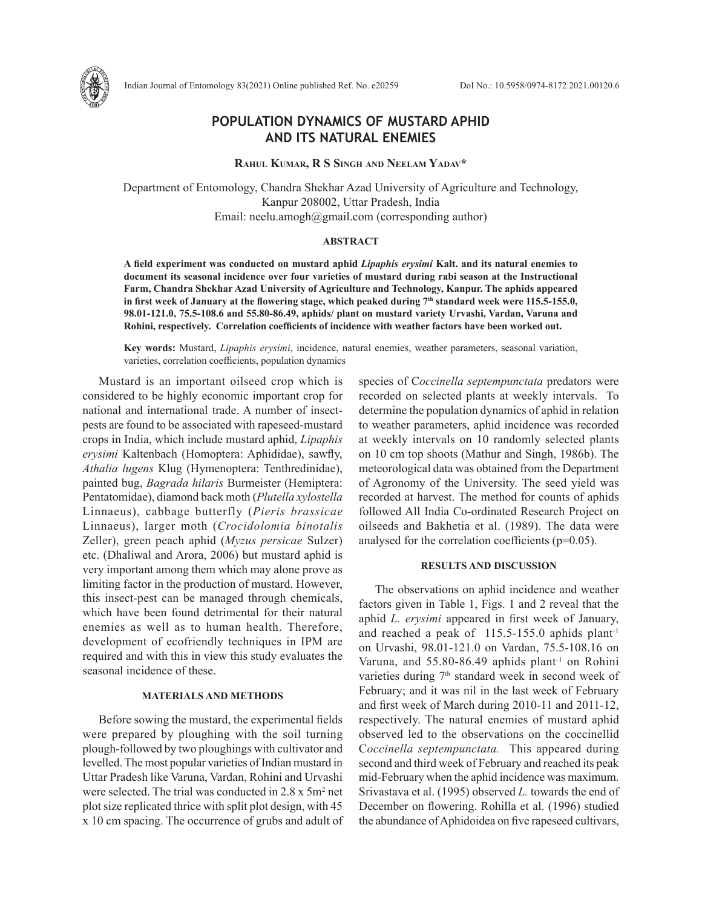# POPULATION DYNAMICS OF MUSTARD APHID AND ITS NATURAL ENEMIES

**Rahul Kumar, R S Singh and Neelam Yadav***

Department of Entomology, Chandra Shekhar Azad University of Agriculture and Technology, Kanpur 208002, Uttar Pradesh, India
Email: neelu.amogh@gmail.com (corresponding author)

### ABSTRACT

**A field experiment was conducted on mustard aphid *Lipaphis erysimi* Kalt. and its natural enemies to document its seasonal incidence over four varieties of mustard during rabi season at the Instructional Farm, Chandra Shekhar Azad University of Agriculture and Technology, Kanpur. The aphids appeared in first week of January at the flowering stage, which peaked during 7th standard week were 115.5-155.0, 98.01-121.0, 75.5-108.6 and 55.80-86.49, aphids/ plant on mustard variety Urvashi, Vardan, Varuna and Rohini, respectively. Correlation coefficients of incidence with weather factors have been worked out.**

**Key words:** Mustard, *Lipaphis erysimi*, incidence, natural enemies, weather parameters, seasonal variation, varieties, correlation coefficients, population dynamics

Mustard is an important oilseed crop which is considered to be highly economic important crop for national and international trade. A number of insect-pests are found to be associated with rapeseed-mustard crops in India, which include mustard aphid, *Lipaphis erysimi* Kaltenbach (Homoptera: Aphididae), sawfly, *Athalia lugens* Klug (Hymenoptera: Tenthredinidae), painted bug, *Bagrada hilaris* Burmeister (Hemiptera: Pentatomidae), diamond back moth (*Plutella xylostella* Linnaeus), cabbage butterfly (*Pieris brassicae* Linnaeus), larger moth (*Crocidolomia binotalis* Zeller), green peach aphid (*Myzus persicae* Sulzer) etc. (Dhaliwal and Arora, 2006) but mustard aphid is very important among them which may alone prove as limiting factor in the production of mustard. However, this insect-pest can be managed through chemicals, which have been found detrimental for their natural enemies as well as to human health. Therefore, development of ecofriendly techniques in IPM are required and with this in view this study evaluates the seasonal incidence of these.

### MATERIALS AND METHODS

Before sowing the mustard, the experimental fields were prepared by ploughing with the soil turning plough-followed by two ploughings with cultivator and levelled. The most popular varieties of Indian mustard in Uttar Pradesh like Varuna, Vardan, Rohini and Urvashi were selected. The trial was conducted in 2.8 x 5m$^2$ net plot size replicated thrice with split plot design, with 45 x 10 cm spacing. The occurrence of grubs and adult of species of C*occinella septempunctata* predators were recorded on selected plants at weekly intervals. To determine the population dynamics of aphid in relation to weather parameters, aphid incidence was recorded at weekly intervals on 10 randomly selected plants on 10 cm top shoots (Mathur and Singh, 1986b). The meteorological data was obtained from the Department of Agronomy of the University. The seed yield was recorded at harvest. The method for counts of aphids followed All India Co-ordinated Research Project on oilseeds and Bakhetia et al. (1989). The data were analysed for the correlation coefficients (p=0.05).

### RESULTS AND DISCUSSION

The observations on aphid incidence and weather factors given in Table 1, Figs. 1 and 2 reveal that the aphid *L. erysimi* appeared in first week of January, and reached a peak of 115.5-155.0 aphids plant$^{-1}$ on Urvashi, 98.01-121.0 on Vardan, 75.5-108.16 on Varuna, and 55.80-86.49 aphids plant$^{-1}$ on Rohini varieties during 7th standard week in second week of February; and it was nil in the last week of February and first week of March during 2010-11 and 2011-12, respectively. The natural enemies of mustard aphid observed led to the observations on the coccinellid C*occinella septempunctata.* This appeared during second and third week of February and reached its peak mid-February when the aphid incidence was maximum. Srivastava et al. (1995) observed *L.* towards the end of December on flowering. Rohilla et al. (1996) studied the abundance of Aphidoidea on five rapeseed cultivars,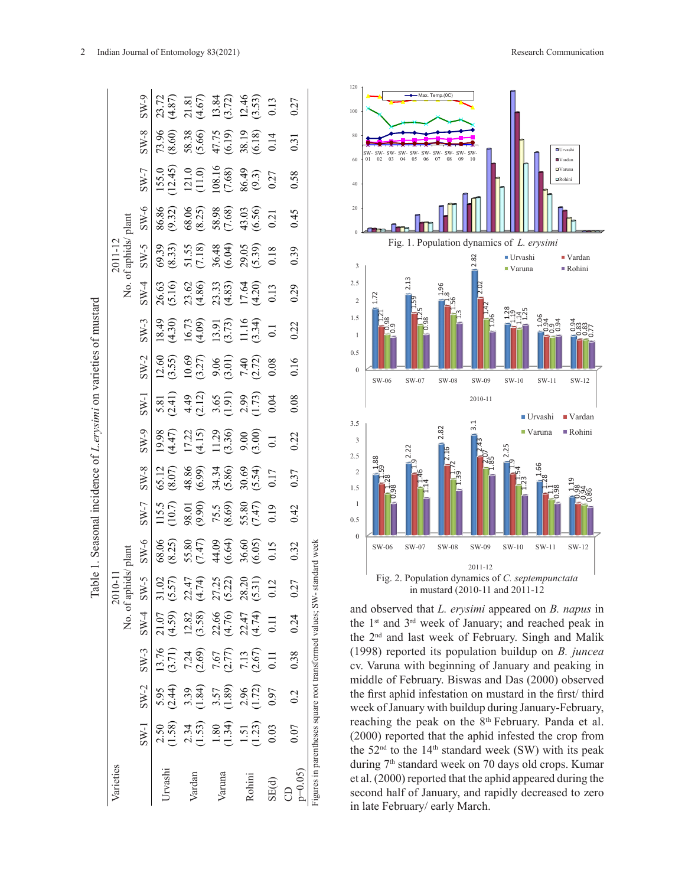Table 1. Seasonal incidence of *L. erysimi* on varieties of mustard

| Varieties | 2010-11 No. of aphids/ plant | | | | | | | | | 2011-12 No. of aphids/ plant | | | | | | | | |
|---|---|---|---|---|---|---|---|---|---|---|---|---|---|---|---|---|---|---|
| | SW-1 | SW-2 | SW-3 | SW-4 | SW-5 | SW-6 | SW-7 | SW-8 | SW-9 | SW-1 | SW-2 | SW-3 | SW-4 | SW-5 | SW-6 | SW-7 | SW-8 | SW-9 |
| Urvashi | 2.50 (1.58) | 5.95 (2.44) | 13.76 (3.71) | 21.07 (4.59) | 31.02 (5.57) | 68.06 (8.25) | 115.5 (10.7) | 65.12 (8.07) | 19.98 (4.47) | 5.81 (2.41) | 12.60 (3.55) | 18.49 (4.30) | 26.63 (5.16) | 69.39 (8.33) | 86.86 (9.32) | 155.0 (12.45) | 73.96 (8.60) | 23.72 (4.87) |
| Vardan | 2.34 (1.53) | 3.39 (1.84) | 7.24 (2.69) | 12.82 (3.58) | 22.47 (4.74) | 55.80 (7.47) | 98.01 (9.90) | 48.86 (6.99) | 17.22 (4.15) | 4.49 (2.12) | 10.69 (3.27) | 16.73 (4.09) | 23.62 (4.86) | 51.55 (7.18) | 68.06 (8.25) | 121.0 (11.0) | 58.38 (5.66) | 21.81 (4.67) |
| Varuna | 1.80 (1.34) | 3.57 (1.89) | 7.67 (2.77) | 22.66 (4.76) | 27.25 (5.22) | 44.09 (6.64) | 75.5 (8.69) | 34.34 (5.86) | 11.29 (3.36) | 3.65 (1.91) | 9.06 (3.01) | 13.91 (3.73) | 23.33 (4.83) | 36.48 (6.04) | 58.98 (7.68) | 108.16 (7.68) | 47.75 (6.19) | 13.84 (3.72) |
| Rohini | 1.51 (1.23) | 2.96 (1.72) | 7.13 (2.67) | 22.47 (4.74) | 28.20 (5.31) | 36.60 (6.05) | 55.80 (7.47) | 30.69 (5.54) | 9.00 (3.00) | 2.99 (1.73) | 7.40 (2.72) | 11.16 (3.34) | 17.64 (4.20) | 29.05 (5.39) | 43.03 (6.56) | 86.49 (9.3) | 38.19 (6.18) | 12.46 (3.53) |
| SE(d) | 0.03 | 0.97 | 0.11 | 0.11 | 0.12 | 0.15 | 0.19 | 0.17 | 0.1 | 0.04 | 0.08 | 0.1 | 0.13 | 0.18 | 0.21 | 0.27 | 0.14 | 0.13 |
| CD p=0.05) | 0.07 | 0.2 | 0.38 | 0.24 | 0.27 | 0.32 | 0.42 | 0.37 | 0.22 | 0.08 | 0.16 | 0.22 | 0.29 | 0.39 | 0.45 | 0.58 | 0.31 | 0.27 |

Figures in parentheses square root transformed values; SW- standard week

Fig. 1. Population dynamics of *L. erysimi*

Fig. 2. Population dynamics of *C. septempunctata* in mustard (2010-11 and 2011-12)

and observed that *L. erysimi* appeared on *B. napus* in the 1st and 3rd week of January; and reached peak in the 2nd and last week of February. Singh and Malik (1998) reported its population buildup on *B. juncea* cv. Varuna with beginning of January and peaking in middle of February. Biswas and Das (2000) observed the first aphid infestation on mustard in the first/ third week of January with buildup during January-February, reaching the peak on the 8th February. Panda et al. (2000) reported that the aphid infested the crop from the 52nd to the 14th standard week (SW) with its peak during 7th standard week on 70 days old crops. Kumar et al. (2000) reported that the aphid appeared during the second half of January, and rapidly decreased to zero in late February/ early March.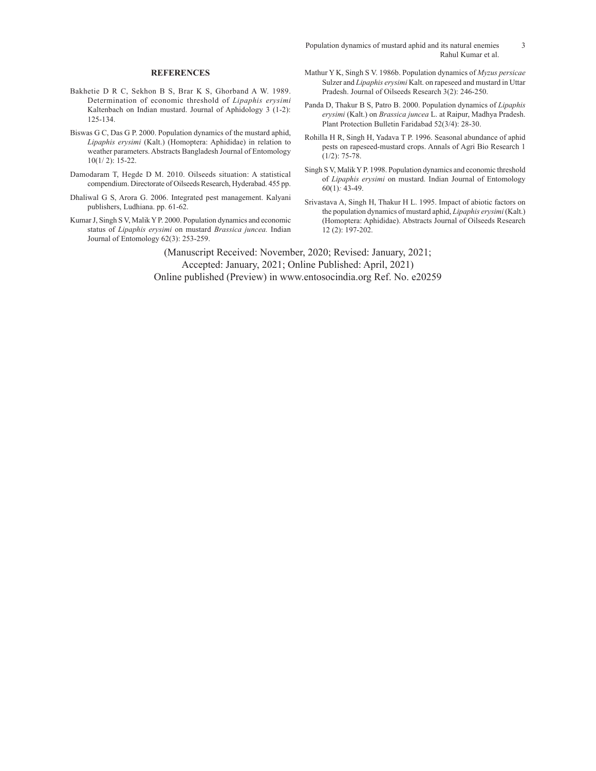## REFERENCES

Bakhetie D R C, Sekhon B S, Brar K S, Ghorband A W. 1989. Determination of economic threshold of *Lipaphis erysimi* Kaltenbach on Indian mustard. Journal of Aphidology 3 (1-2): 125-134.

Biswas G C, Das G P. 2000. Population dynamics of the mustard aphid, *Lipaphis erysimi* (Kalt.) (Homoptera: Aphididae) in relation to weather parameters. Abstracts Bangladesh Journal of Entomology 10(1/ 2): 15-22.

Damodaram T, Hegde D M. 2010. Oilseeds situation: A statistical compendium. Directorate of Oilseeds Research, Hyderabad. 455 pp.

Dhaliwal G S, Arora G. 2006. Integrated pest management. Kalyani publishers, Ludhiana. pp. 61-62.

Kumar J, Singh S V, Malik Y P. 2000. Population dynamics and economic status of *Lipaphis erysimi* on mustard *Brassica juncea.* Indian Journal of Entomology 62(3): 253-259.

Mathur Y K, Singh S V. 1986b. Population dynamics of *Myzus persicae* Sulzer and *Lipaphis erysimi* Kalt. on rapeseed and mustard in Uttar Pradesh. Journal of Oilseeds Research 3(2): 246-250.

Panda D, Thakur B S, Patro B. 2000. Population dynamics of *Lipaphis erysimi* (Kalt.) on *Brassica juncea* L. at Raipur, Madhya Pradesh. Plant Protection Bulletin Faridabad 52(3/4): 28-30.

Rohilla H R, Singh H, Yadava T P. 1996. Seasonal abundance of aphid pests on rapeseed-mustard crops. Annals of Agri Bio Research 1 (1/2): 75-78.

Singh S V, Malik Y P. 1998. Population dynamics and economic threshold of *Lipaphis erysimi* on mustard. Indian Journal of Entomology 60(1): 43-49.

Srivastava A, Singh H, Thakur H L. 1995. Impact of abiotic factors on the population dynamics of mustard aphid, *Lipaphis erysimi* (Kalt.) (Homoptera: Aphididae). Abstracts Journal of Oilseeds Research 12 (2): 197-202.

(Manuscript Received: November, 2020; Revised: January, 2021; Accepted: January, 2021; Online Published: April, 2021)
Online published (Preview) in www.entosocindia.org Ref. No. e20259